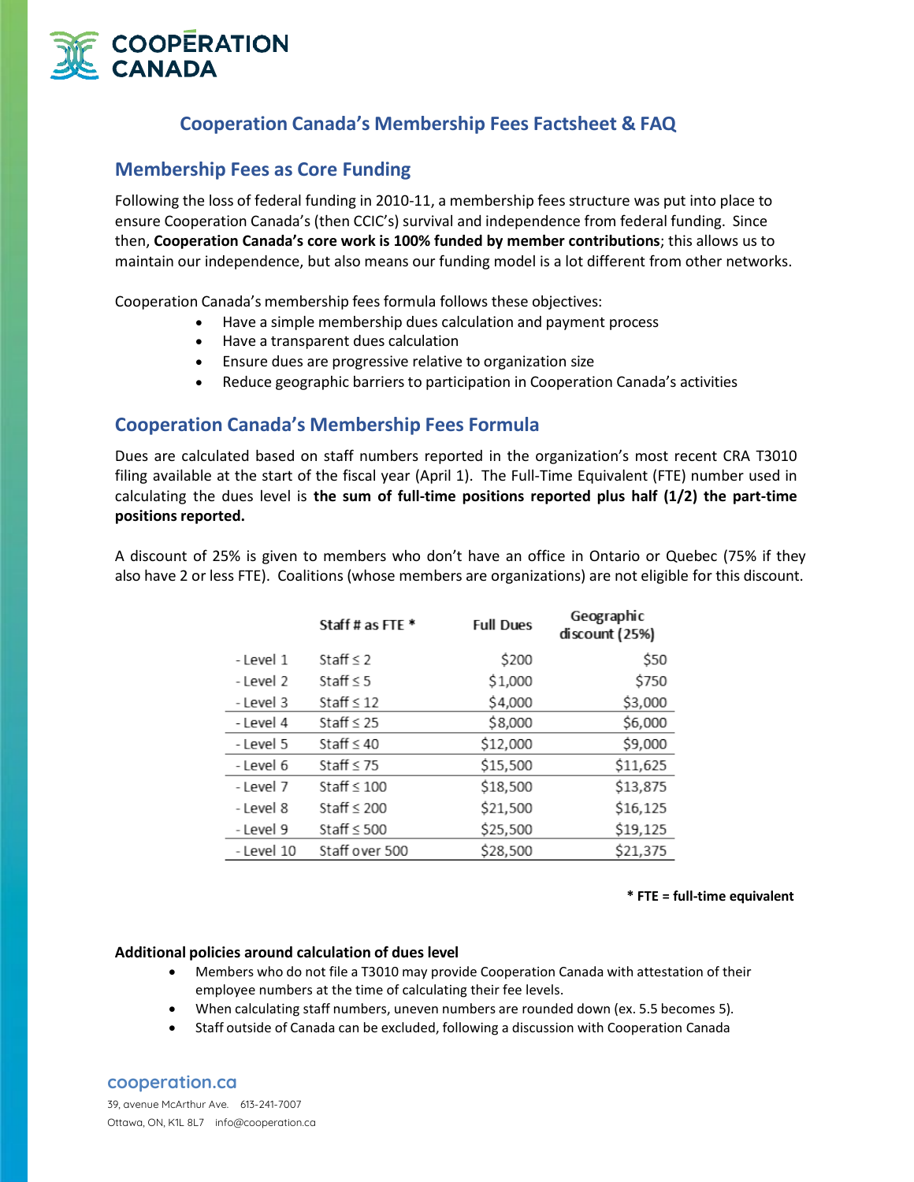# Cooperation Canada's Membership Fees Factsheet & FAQ

## Membership Fees as Core Funding

Following the loss of federal funding in 2010-11, a membership fees structure was put into place to ensure Cooperation Canada's (then CCIC's) survival and independence from federal funding. Since then, **Cooperation Canada's core work is 100% funded by member contributions**; this allows us to maintain our independence, but also means our funding model is a lot different from other networks.

Cooperation Canada's membership fees formula follows these objectives:

- Have a simple membership dues calculation and payment process
- Have a transparent dues calculation
- Ensure dues are progressive relative to organization size
- Reduce geographic barriers to participation in Cooperation Canada's activities

## Cooperation Canada's Membership Fees Formula

Dues are calculated based on staff numbers reported in the organization's most recent CRA T3010 filing available at the start of the fiscal year (April 1). The Full-Time Equivalent (FTE) number used in calculating the dues level is **the sum of full-time positions reported plus half (1/2) the part-time positions reported.**

A discount of 25% is given to members who don't have an office in Ontario or Quebec (75% if they also have 2 or less FTE). Coalitions (whose members are organizations) are not eligible for this discount.

| | Staff # as FTE * | Full Dues | Geographic discount (25%) |
|---|---|---|---|
| - Level 1 | Staff ≤ 2 | $200 | $50 |
| - Level 2 | Staff ≤ 5 | $1,000 | $750 |
| - Level 3 | Staff ≤ 12 | $4,000 | $3,000 |
| - Level 4 | Staff ≤ 25 | $8,000 | $6,000 |
| - Level 5 | Staff ≤ 40 | $12,000 | $9,000 |
| - Level 6 | Staff ≤ 75 | $15,500 | $11,625 |
| - Level 7 | Staff ≤ 100 | $18,500 | $13,875 |
| - Level 8 | Staff ≤ 200 | $21,500 | $16,125 |
| - Level 9 | Staff ≤ 500 | $25,500 | $19,125 |
| - Level 10 | Staff over 500 | $28,500 | $21,375 |

**\* FTE = full-time equivalent**

**Additional policies around calculation of dues level**

- Members who do not file a T3010 may provide Cooperation Canada with attestation of their employee numbers at the time of calculating their fee levels.
- When calculating staff numbers, uneven numbers are rounded down (ex. 5.5 becomes 5).
- Staff outside of Canada can be excluded, following a discussion with Cooperation Canada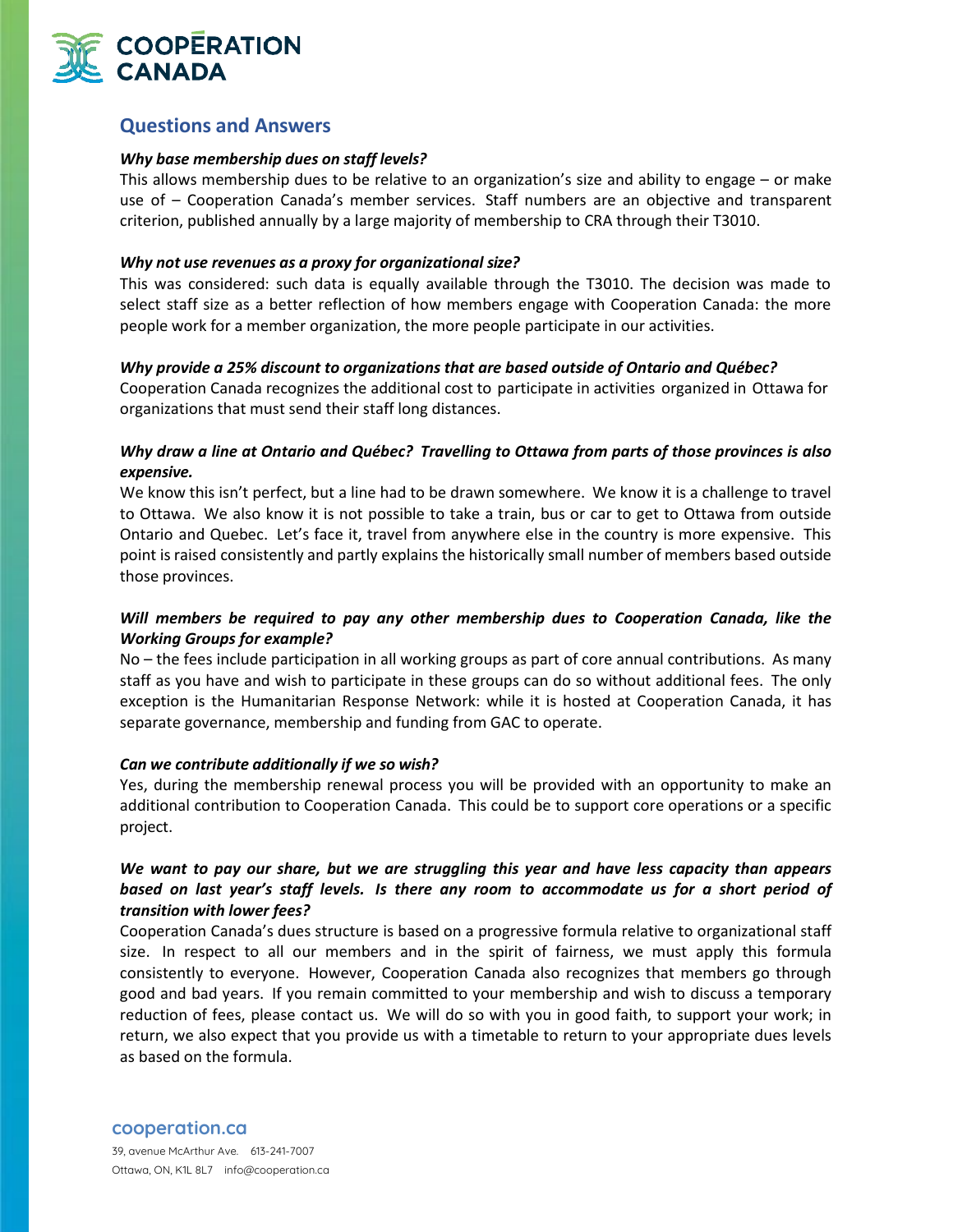## Questions and Answers

***Why base membership dues on staff levels?***

This allows membership dues to be relative to an organization's size and ability to engage – or make use of – Cooperation Canada's member services. Staff numbers are an objective and transparent criterion, published annually by a large majority of membership to CRA through their T3010.

***Why not use revenues as a proxy for organizational size?***

This was considered: such data is equally available through the T3010. The decision was made to select staff size as a better reflection of how members engage with Cooperation Canada: the more people work for a member organization, the more people participate in our activities.

***Why provide a 25% discount to organizations that are based outside of Ontario and Québec?***

Cooperation Canada recognizes the additional cost to participate in activities organized in Ottawa for organizations that must send their staff long distances.

***Why draw a line at Ontario and Québec? Travelling to Ottawa from parts of those provinces is also expensive.***

We know this isn't perfect, but a line had to be drawn somewhere. We know it is a challenge to travel to Ottawa. We also know it is not possible to take a train, bus or car to get to Ottawa from outside Ontario and Quebec. Let's face it, travel from anywhere else in the country is more expensive. This point is raised consistently and partly explains the historically small number of members based outside those provinces.

***Will members be required to pay any other membership dues to Cooperation Canada, like the Working Groups for example?***

No – the fees include participation in all working groups as part of core annual contributions. As many staff as you have and wish to participate in these groups can do so without additional fees. The only exception is the Humanitarian Response Network: while it is hosted at Cooperation Canada, it has separate governance, membership and funding from GAC to operate.

***Can we contribute additionally if we so wish?***

Yes, during the membership renewal process you will be provided with an opportunity to make an additional contribution to Cooperation Canada. This could be to support core operations or a specific project.

***We want to pay our share, but we are struggling this year and have less capacity than appears based on last year's staff levels. Is there any room to accommodate us for a short period of transition with lower fees?***

Cooperation Canada's dues structure is based on a progressive formula relative to organizational staff size. In respect to all our members and in the spirit of fairness, we must apply this formula consistently to everyone. However, Cooperation Canada also recognizes that members go through good and bad years. If you remain committed to your membership and wish to discuss a temporary reduction of fees, please contact us. We will do so with you in good faith, to support your work; in return, we also expect that you provide us with a timetable to return to your appropriate dues levels as based on the formula.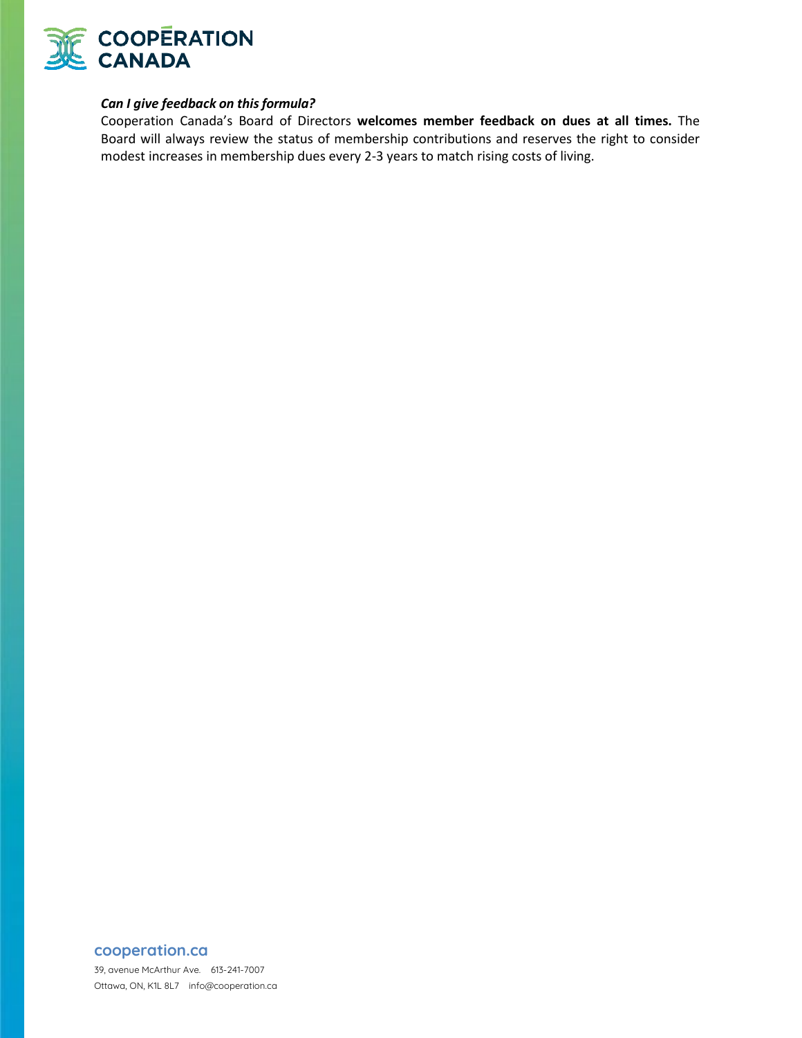***Can I give feedback on this formula?***

Cooperation Canada's Board of Directors **welcomes member feedback on dues at all times.** The Board will always review the status of membership contributions and reserves the right to consider modest increases in membership dues every 2-3 years to match rising costs of living.